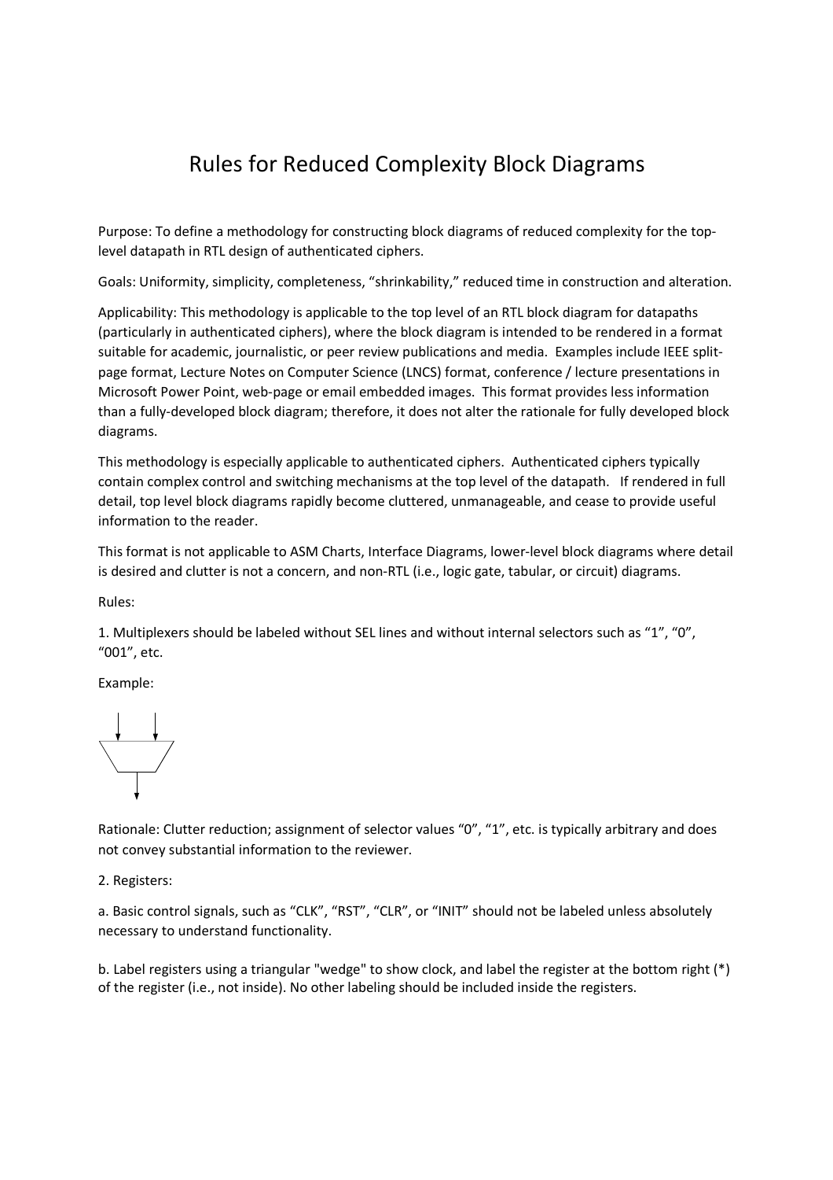# Rules for Reduced Complexity Block Diagrams

Purpose: To define a methodology for constructing block diagrams of reduced complexity for the top-level datapath in RTL design of authenticated ciphers.

Goals: Uniformity, simplicity, completeness, "shrinkability," reduced time in construction and alteration.

Applicability: This methodology is applicable to the top level of an RTL block diagram for datapaths (particularly in authenticated ciphers), where the block diagram is intended to be rendered in a format suitable for academic, journalistic, or peer review publications and media. Examples include IEEE split-page format, Lecture Notes on Computer Science (LNCS) format, conference / lecture presentations in Microsoft Power Point, web-page or email embedded images. This format provides less information than a fully-developed block diagram; therefore, it does not alter the rationale for fully developed block diagrams.

This methodology is especially applicable to authenticated ciphers. Authenticated ciphers typically contain complex control and switching mechanisms at the top level of the datapath. If rendered in full detail, top level block diagrams rapidly become cluttered, unmanageable, and cease to provide useful information to the reader.

This format is not applicable to ASM Charts, Interface Diagrams, lower-level block diagrams where detail is desired and clutter is not a concern, and non-RTL (i.e., logic gate, tabular, or circuit) diagrams.

Rules:

1. Multiplexers should be labeled without SEL lines and without internal selectors such as "1", "0", "001", etc.

Example:

Rationale: Clutter reduction; assignment of selector values "0", "1", etc. is typically arbitrary and does not convey substantial information to the reviewer.

2. Registers:

a. Basic control signals, such as "CLK", "RST", "CLR", or "INIT" should not be labeled unless absolutely necessary to understand functionality.

b. Label registers using a triangular "wedge" to show clock, and label the register at the bottom right (*) of the register (i.e., not inside). No other labeling should be included inside the registers.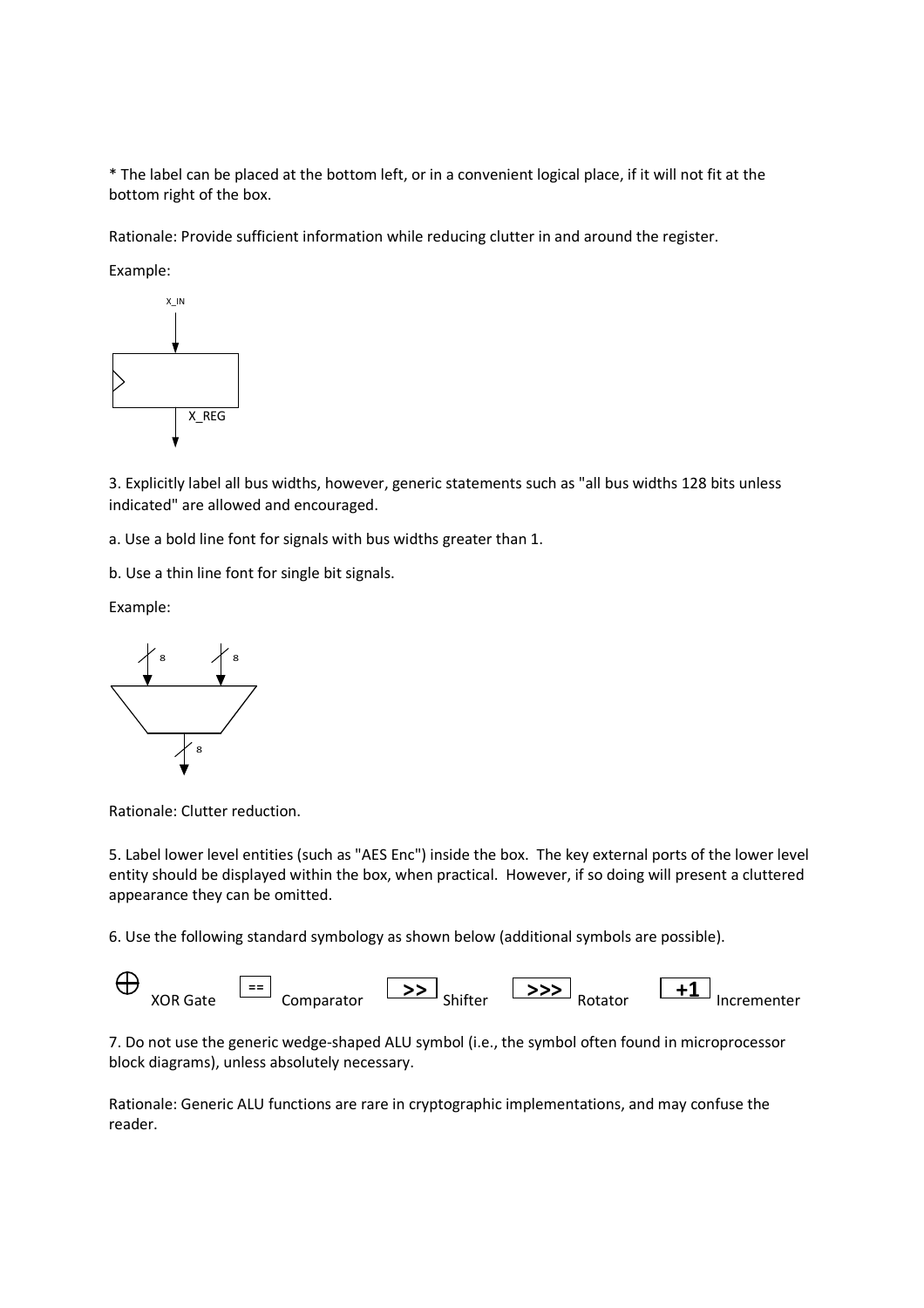* The label can be placed at the bottom left, or in a convenient logical place, if it will not fit at the bottom right of the box.

Rationale: Provide sufficient information while reducing clutter in and around the register.

Example:

X_IN

X_REG

3. Explicitly label all bus widths, however, generic statements such as "all bus widths 128 bits unless indicated" are allowed and encouraged.

a. Use a bold line font for signals with bus widths greater than 1.

b. Use a thin line font for single bit signals.

Example:

8 8

8

Rationale: Clutter reduction.

5. Label lower level entities (such as "AES Enc") inside the box. The key external ports of the lower level entity should be displayed within the box, when practical. However, if so doing will present a cluttered appearance they can be omitted.

6. Use the following standard symbology as shown below (additional symbols are possible).

⊕ XOR Gate  == Comparator  >> Shifter  >>> Rotator  +1 Incrementer

7. Do not use the generic wedge-shaped ALU symbol (i.e., the symbol often found in microprocessor block diagrams), unless absolutely necessary.

Rationale: Generic ALU functions are rare in cryptographic implementations, and may confuse the reader.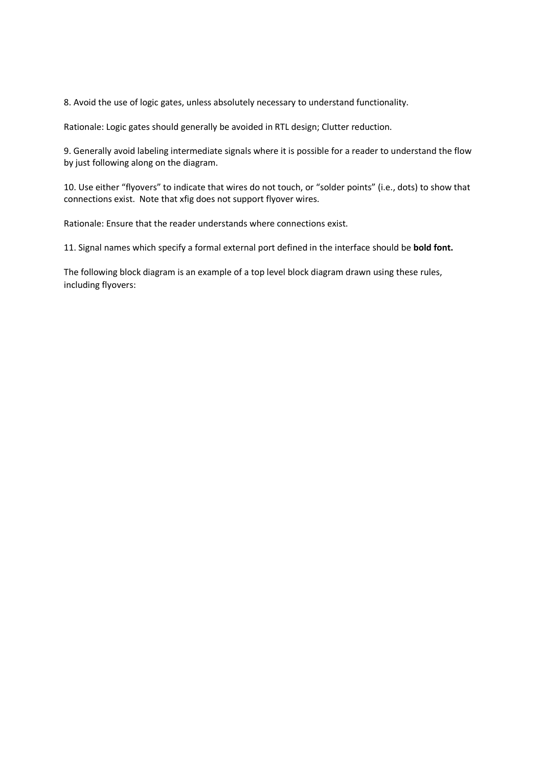8. Avoid the use of logic gates, unless absolutely necessary to understand functionality.

Rationale: Logic gates should generally be avoided in RTL design; Clutter reduction.

9. Generally avoid labeling intermediate signals where it is possible for a reader to understand the flow by just following along on the diagram.

10. Use either "flyovers" to indicate that wires do not touch, or "solder points" (i.e., dots) to show that connections exist. Note that xfig does not support flyover wires.

Rationale: Ensure that the reader understands where connections exist.

11. Signal names which specify a formal external port defined in the interface should be **bold font.**

The following block diagram is an example of a top level block diagram drawn using these rules, including flyovers: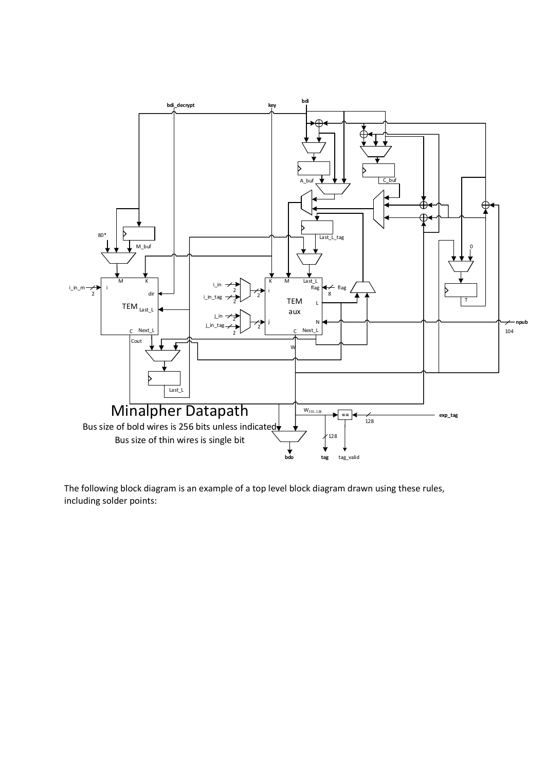bdi_decrypt

key

bdi

A_buf

C_buf

Last_L_tag

80*

M_buf

0

i_in_m

2

M

K

i

dir

TEM

Last_L

C

Next_L

Cout

i_in

i_in_tag

j_in

j_in_tag

K

M

Last_L

flag

flag

8

i

TEM

aux

L

j

N

C

Next_L

W

T

npub

104

Last_L

## Minalpher Datapath

Bus size of bold wires is 256 bits unless indicated

Bus size of thin wires is single bit

$W_{255..128}$

==

128

exp_tag

128

bdo

tag

tag_valid

The following block diagram is an example of a top level block diagram drawn using these rules, including solder points: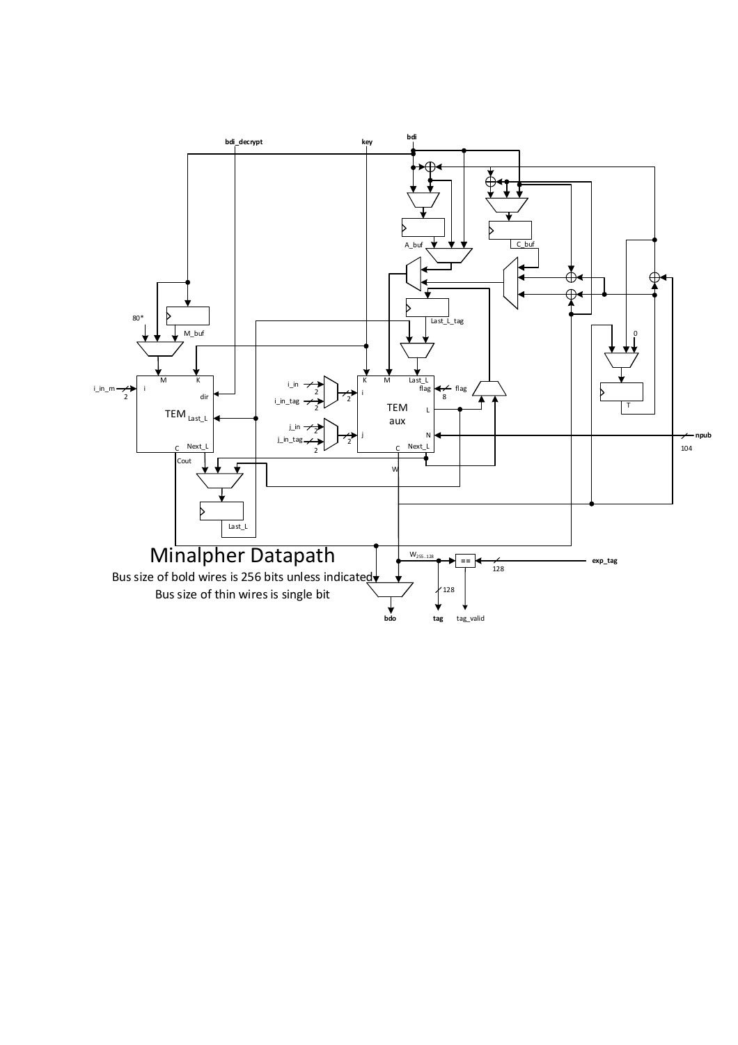bdi_decrypt

key

bdi

A_buf

C_buf

Last_L_tag

80*

M_buf

0

i_in_m

2

M

K

i

dir

TEM

Last_L

C

Next_L

Cout

i_in

i_in_tag

2

2

2

j_in

j_in_tag

2

2

2

K

M

Last_L

flag

i

TEM

aux

flag

8

L

j

N

C

Next_L

W

T

npub

104

Last_L

Minalpher Datapath

Bus size of bold wires is 256 bits unless indicated

Bus size of thin wires is single bit

$W_{255..128}$

==

128

exp_tag

128

bdo

tag

tag_valid